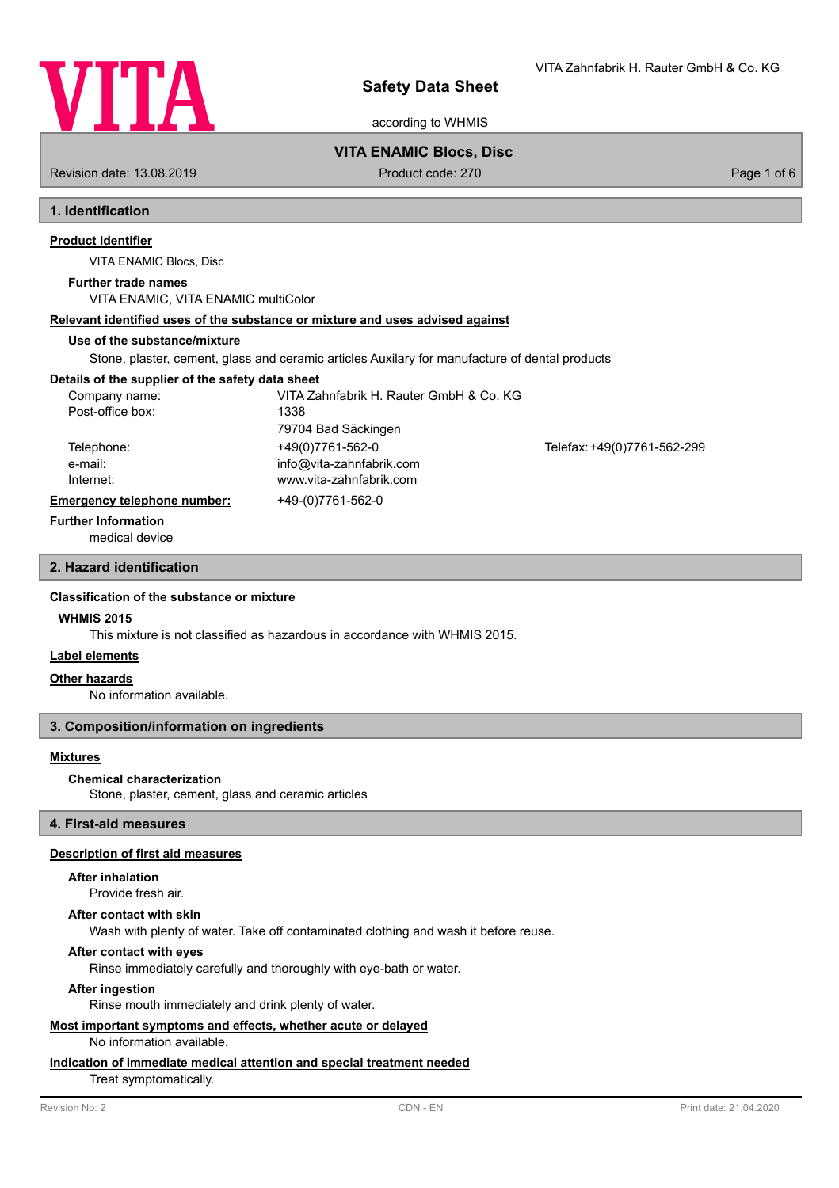# Safety Data Sheet

according to WHMIS

VITA Zahnfabrik H. Rauter GmbH & Co. KG

**VITA ENAMIC Blocs, Disc**

Revision date: 13.08.2019 | Product code: 270

## 1. Identification

**Product identifier**

VITA ENAMIC Blocs, Disc

**Further trade names**

VITA ENAMIC, VITA ENAMIC multiColor

**Relevant identified uses of the substance or mixture and uses advised against**

**Use of the substance/mixture**

Stone, plaster, cement, glass and ceramic articles Auxilary for manufacture of dental products

**Details of the supplier of the safety data sheet**

| | | |
|---|---|---|
| Company name: | VITA Zahnfabrik H. Rauter GmbH & Co. KG | |
| Post-office box: | 1338 | |
| | 79704 Bad Säckingen | |
| Telephone: | +49(0)7761-562-0 | Telefax: +49(0)7761-562-299 |
| e-mail: | info@vita-zahnfabrik.com | |
| Internet: | www.vita-zahnfabrik.com | |

**Emergency telephone number:** +49-(0)7761-562-0

**Further Information**

medical device

## 2. Hazard identification

**Classification of the substance or mixture**

**WHMIS 2015**

This mixture is not classified as hazardous in accordance with WHMIS 2015.

**Label elements**

**Other hazards**

No information available.

## 3. Composition/information on ingredients

**Mixtures**

**Chemical characterization**

Stone, plaster, cement, glass and ceramic articles

## 4. First-aid measures

**Description of first aid measures**

**After inhalation**

Provide fresh air.

**After contact with skin**

Wash with plenty of water. Take off contaminated clothing and wash it before reuse.

**After contact with eyes**

Rinse immediately carefully and thoroughly with eye-bath or water.

**After ingestion**

Rinse mouth immediately and drink plenty of water.

**Most important symptoms and effects, whether acute or delayed**

No information available.

**Indication of immediate medical attention and special treatment needed**

Treat symptomatically.

Revision No: 2 | CDN - EN | Print date: 21.04.2020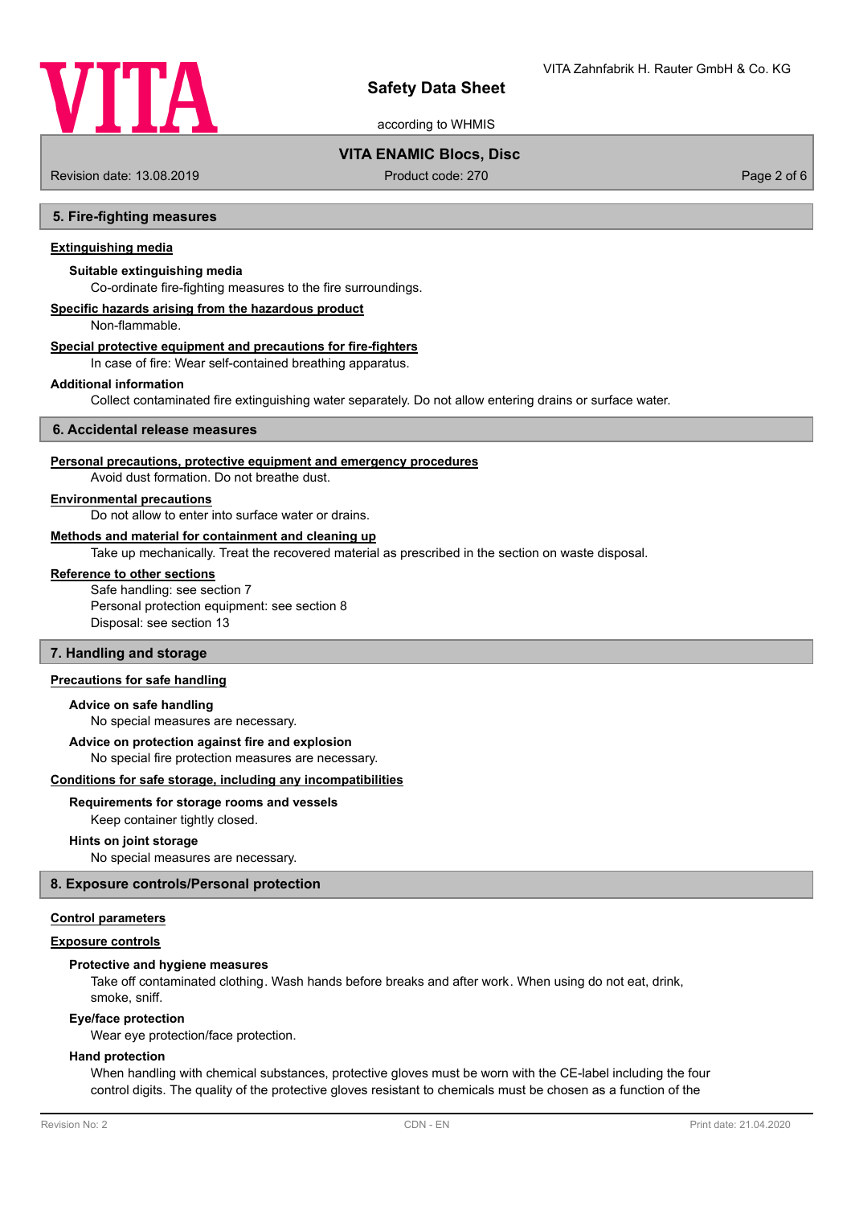## 5. Fire-fighting measures

**Extinguishing media**

**Suitable extinguishing media**

Co-ordinate fire-fighting measures to the fire surroundings.

**Specific hazards arising from the hazardous product**

Non-flammable.

**Special protective equipment and precautions for fire-fighters**

In case of fire: Wear self-contained breathing apparatus.

**Additional information**

Collect contaminated fire extinguishing water separately. Do not allow entering drains or surface water.

## 6. Accidental release measures

**Personal precautions, protective equipment and emergency procedures**

Avoid dust formation. Do not breathe dust.

**Environmental precautions**

Do not allow to enter into surface water or drains.

**Methods and material for containment and cleaning up**

Take up mechanically. Treat the recovered material as prescribed in the section on waste disposal.

**Reference to other sections**

Safe handling: see section 7
Personal protection equipment: see section 8
Disposal: see section 13

## 7. Handling and storage

**Precautions for safe handling**

**Advice on safe handling**

No special measures are necessary.

**Advice on protection against fire and explosion**

No special fire protection measures are necessary.

**Conditions for safe storage, including any incompatibilities**

**Requirements for storage rooms and vessels**

Keep container tightly closed.

**Hints on joint storage**

No special measures are necessary.

## 8. Exposure controls/Personal protection

**Control parameters**

**Exposure controls**

**Protective and hygiene measures**

Take off contaminated clothing. Wash hands before breaks and after work. When using do not eat, drink, smoke, sniff.

**Eye/face protection**

Wear eye protection/face protection.

**Hand protection**

When handling with chemical substances, protective gloves must be worn with the CE-label including the four control digits. The quality of the protective gloves resistant to chemicals must be chosen as a function of the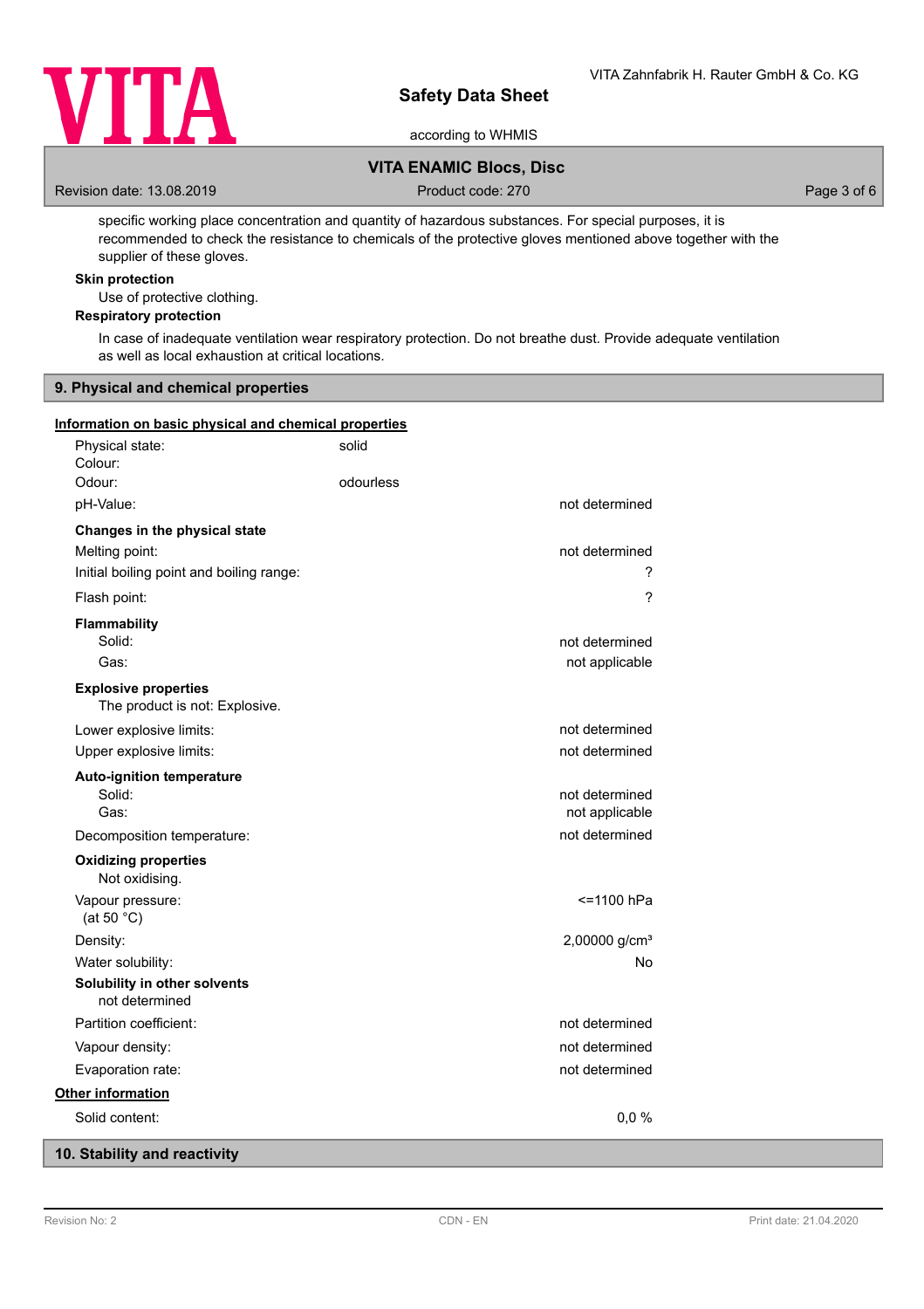specific working place concentration and quantity of hazardous substances. For special purposes, it is recommended to check the resistance to chemicals of the protective gloves mentioned above together with the supplier of these gloves.

**Skin protection**

Use of protective clothing.

**Respiratory protection**

In case of inadequate ventilation wear respiratory protection. Do not breathe dust. Provide adequate ventilation as well as local exhaustion at critical locations.

## 9. Physical and chemical properties

**Information on basic physical and chemical properties**

| | | |
|---|---|---|
| Physical state: | solid | |
| Colour: | | |
| Odour: | odourless | |
| pH-Value: | | not determined |

**Changes in the physical state**

| | |
|---|---|
| Melting point: | not determined |
| Initial boiling point and boiling range: | ? |
| Flash point: | ? |

**Flammability**

| | |
|---|---|
| Solid: | not determined |
| Gas: | not applicable |

**Explosive properties**

The product is not: Explosive.

| | |
|---|---|
| Lower explosive limits: | not determined |
| Upper explosive limits: | not determined |

**Auto-ignition temperature**

| | |
|---|---|
| Solid: | not determined |
| Gas: | not applicable |
| Decomposition temperature: | not determined |

**Oxidizing properties**

Not oxidising.

| | |
|---|---|
| Vapour pressure: (at 50 °C) | <=1100 hPa |
| Density: | 2,00000 g/cm³ |
| Water solubility: | No |

**Solubility in other solvents**

not determined

| | |
|---|---|
| Partition coefficient: | not determined |
| Vapour density: | not determined |
| Evaporation rate: | not determined |

**Other information**

| | |
|---|---|
| Solid content: | 0,0 % |

## 10. Stability and reactivity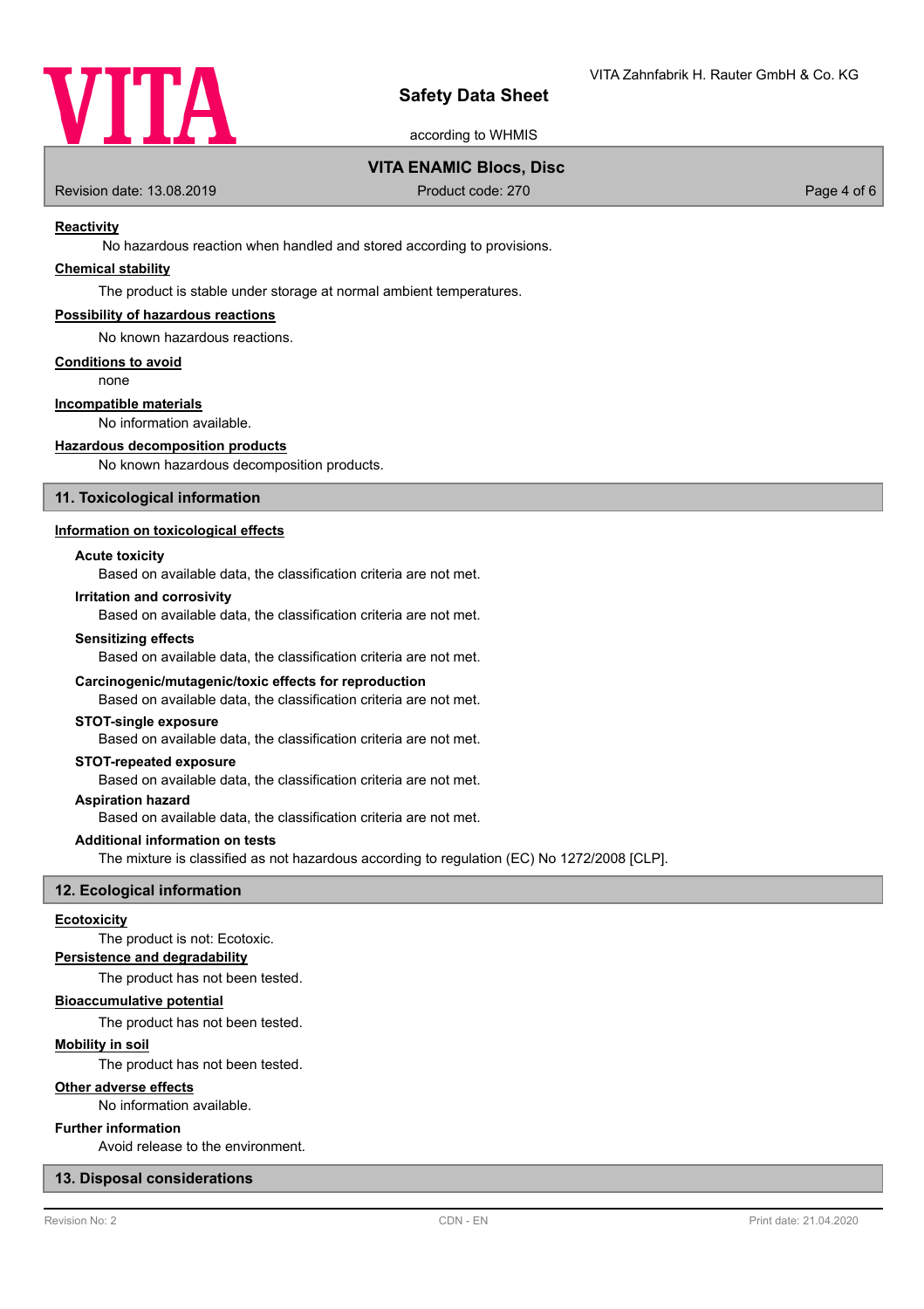#### Reactivity

No hazardous reaction when handled and stored according to provisions.

#### Chemical stability

The product is stable under storage at normal ambient temperatures.

#### Possibility of hazardous reactions

No known hazardous reactions.

#### Conditions to avoid

none

#### Incompatible materials

No information available.

#### Hazardous decomposition products

No known hazardous decomposition products.

## 11. Toxicological information

#### Information on toxicological effects

**Acute toxicity**

Based on available data, the classification criteria are not met.

**Irritation and corrosivity**

Based on available data, the classification criteria are not met.

**Sensitizing effects**

Based on available data, the classification criteria are not met.

**Carcinogenic/mutagenic/toxic effects for reproduction**

Based on available data, the classification criteria are not met.

**STOT-single exposure**

Based on available data, the classification criteria are not met.

**STOT-repeated exposure**

Based on available data, the classification criteria are not met.

**Aspiration hazard**

Based on available data, the classification criteria are not met.

**Additional information on tests**

The mixture is classified as not hazardous according to regulation (EC) No 1272/2008 [CLP].

## 12. Ecological information

#### Ecotoxicity

The product is not: Ecotoxic.

#### Persistence and degradability

The product has not been tested.

#### Bioaccumulative potential

The product has not been tested.

#### Mobility in soil

The product has not been tested.

#### Other adverse effects

No information available.

**Further information**

Avoid release to the environment.

## 13. Disposal considerations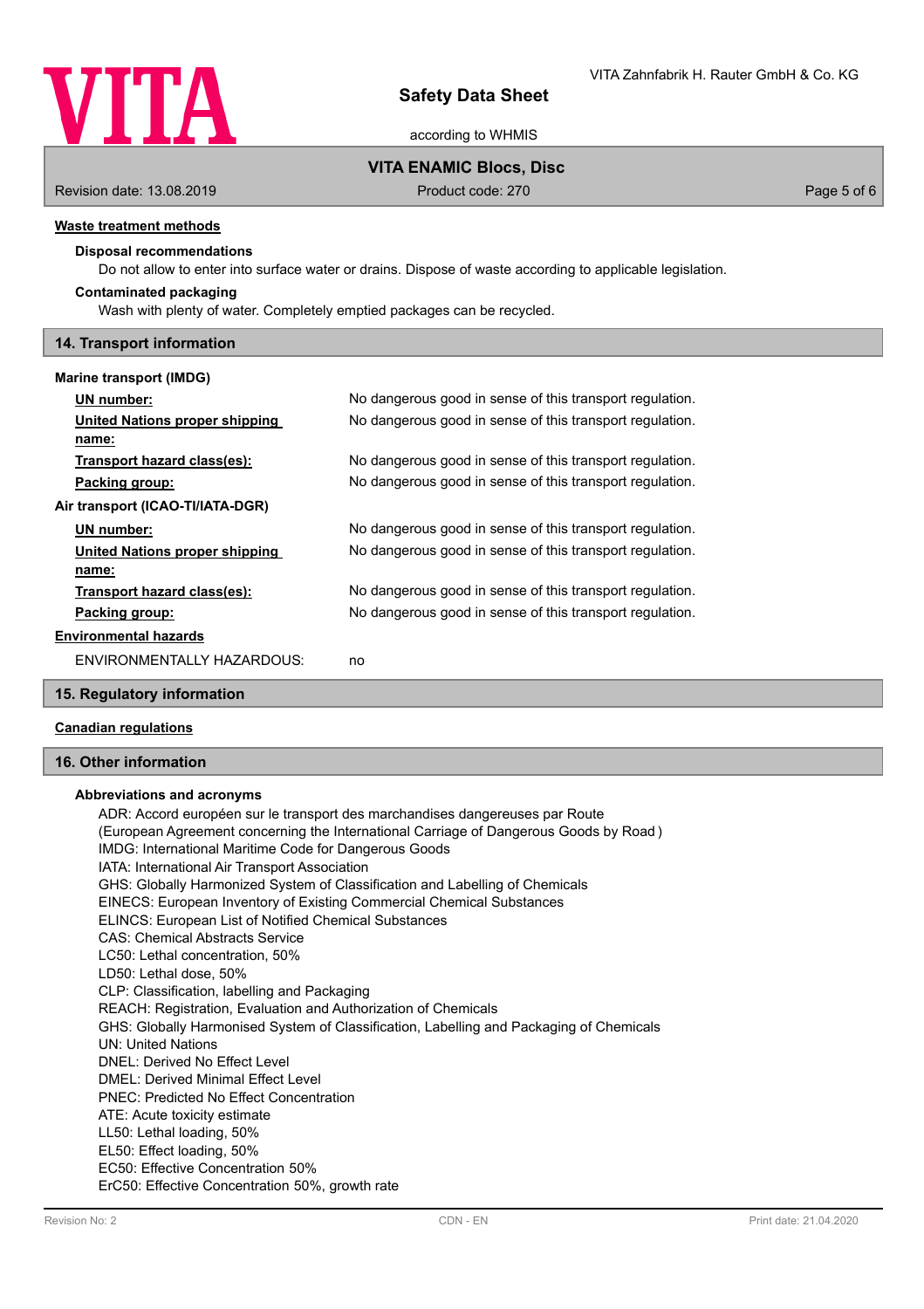### Waste treatment methods

**Disposal recommendations**

Do not allow to enter into surface water or drains. Dispose of waste according to applicable legislation.

**Contaminated packaging**

Wash with plenty of water. Completely emptied packages can be recycled.

## 14. Transport information

**Marine transport (IMDG)**

| | |
|---|---|
| **UN number:** | No dangerous good in sense of this transport regulation. |
| **United Nations proper shipping name:** | No dangerous good in sense of this transport regulation. |
| **Transport hazard class(es):** | No dangerous good in sense of this transport regulation. |
| **Packing group:** | No dangerous good in sense of this transport regulation. |

**Air transport (ICAO-TI/IATA-DGR)**

| | |
|---|---|
| **UN number:** | No dangerous good in sense of this transport regulation. |
| **United Nations proper shipping name:** | No dangerous good in sense of this transport regulation. |
| **Transport hazard class(es):** | No dangerous good in sense of this transport regulation. |
| **Packing group:** | No dangerous good in sense of this transport regulation. |

**Environmental hazards**

| | |
|---|---|
| ENVIRONMENTALLY HAZARDOUS: | no |

## 15. Regulatory information

**Canadian regulations**

## 16. Other information

**Abbreviations and acronyms**

ADR: Accord européen sur le transport des marchandises dangereuses par Route
(European Agreement concerning the International Carriage of Dangerous Goods by Road )
IMDG: International Maritime Code for Dangerous Goods
IATA: International Air Transport Association
GHS: Globally Harmonized System of Classification and Labelling of Chemicals
EINECS: European Inventory of Existing Commercial Chemical Substances
ELINCS: European List of Notified Chemical Substances
CAS: Chemical Abstracts Service
LC50: Lethal concentration, 50%
LD50: Lethal dose, 50%
CLP: Classification, labelling and Packaging
REACH: Registration, Evaluation and Authorization of Chemicals
GHS: Globally Harmonised System of Classification, Labelling and Packaging of Chemicals
UN: United Nations
DNEL: Derived No Effect Level
DMEL: Derived Minimal Effect Level
PNEC: Predicted No Effect Concentration
ATE: Acute toxicity estimate
LL50: Lethal loading, 50%
EL50: Effect loading, 50%
EC50: Effective Concentration 50%
ErC50: Effective Concentration 50%, growth rate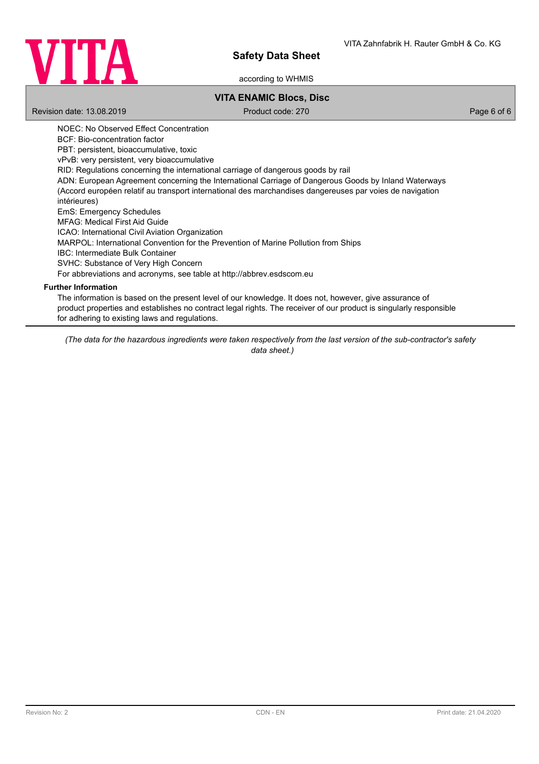NOEC: No Observed Effect Concentration
BCF: Bio-concentration factor
PBT: persistent, bioaccumulative, toxic
vPvB: very persistent, very bioaccumulative
RID: Regulations concerning the international carriage of dangerous goods by rail
ADN: European Agreement concerning the International Carriage of Dangerous Goods by Inland Waterways (Accord européen relatif au transport international des marchandises dangereuses par voies de navigation intérieures)
EmS: Emergency Schedules
MFAG: Medical First Aid Guide
ICAO: International Civil Aviation Organization
MARPOL: International Convention for the Prevention of Marine Pollution from Ships
IBC: Intermediate Bulk Container
SVHC: Substance of Very High Concern
For abbreviations and acronyms, see table at http://abbrev.esdscom.eu

**Further Information**

The information is based on the present level of our knowledge. It does not, however, give assurance of product properties and establishes no contract legal rights. The receiver of our product is singularly responsible for adhering to existing laws and regulations.

---

*(The data for the hazardous ingredients were taken respectively from the last version of the sub-contractor's safety data sheet.)*